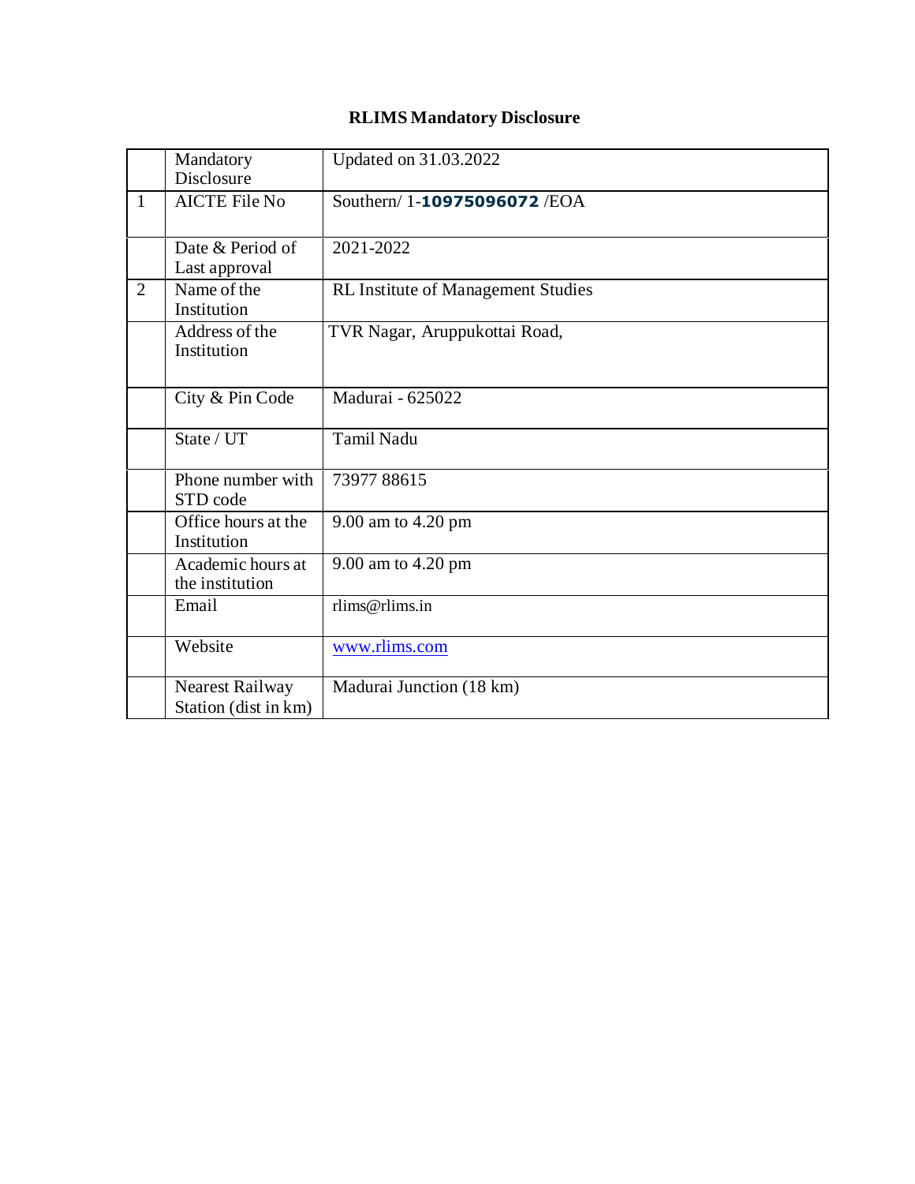# RLIMS Mandatory Disclosure

| | Mandatory Disclosure | Updated on 31.03.2022 |
|---|---|---|
| 1 | AICTE File No | Southern/ 1-**10975096072** /EOA |
| | Date & Period of Last approval | 2021-2022 |
| 2 | Name of the Institution | RL Institute of Management Studies |
| | Address of the Institution | TVR Nagar, Aruppukottai Road, |
| | City & Pin Code | Madurai - 625022 |
| | State / UT | Tamil Nadu |
| | Phone number with STD code | 73977 88615 |
| | Office hours at the Institution | 9.00 am to 4.20 pm |
| | Academic hours at the institution | 9.00 am to 4.20 pm |
| | Email | rlims@rlims.in |
| | Website | www.rlims.com |
| | Nearest Railway Station (dist in km) | Madurai Junction (18 km) |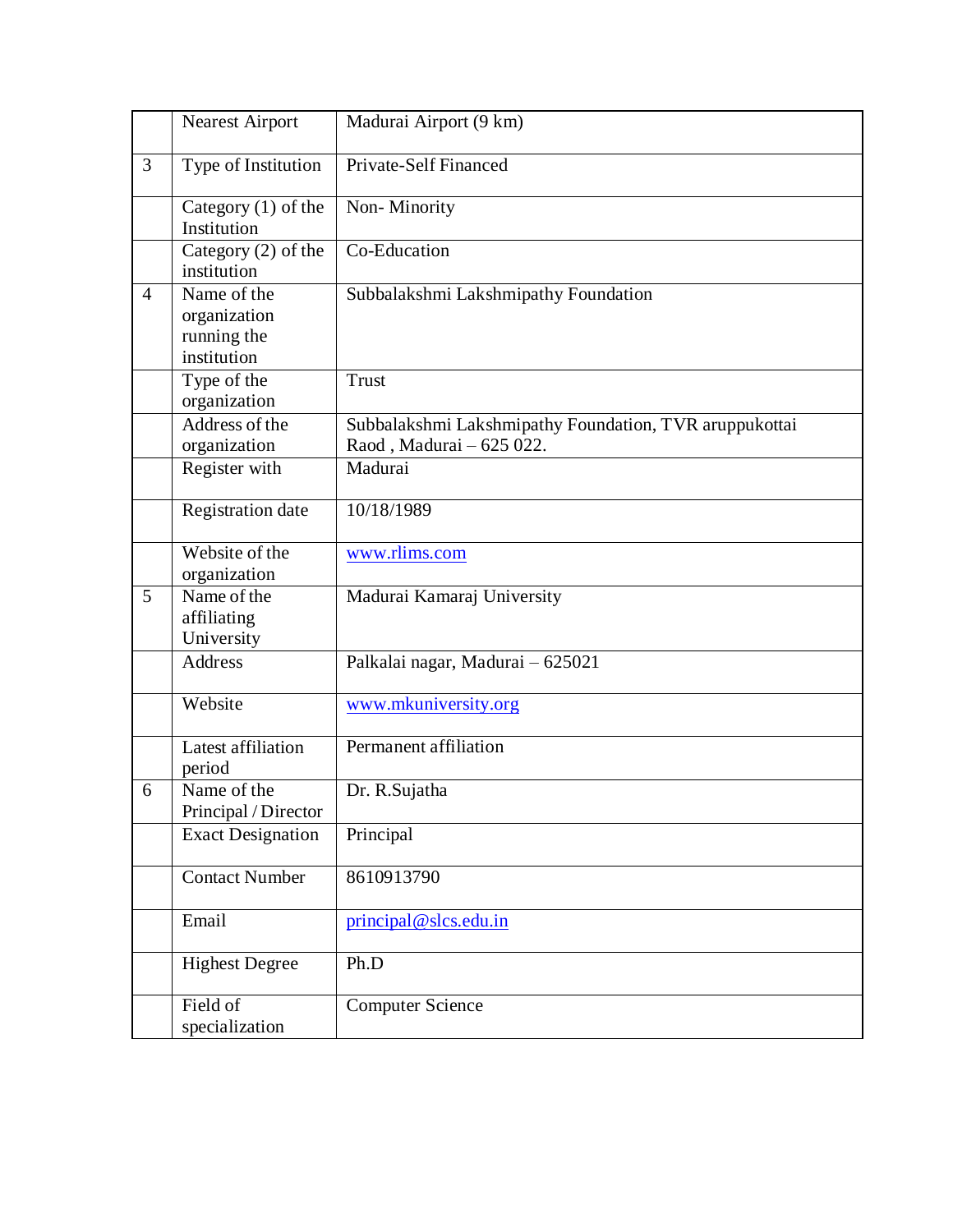|   |   |   |
|---|---|---|
|   | Nearest Airport | Madurai Airport (9 km) |
| 3 | Type of Institution | Private-Self Financed |
|   | Category (1) of the Institution | Non- Minority |
|   | Category (2) of the institution | Co-Education |
| 4 | Name of the organization running the institution | Subbalakshmi Lakshmipathy Foundation |
|   | Type of the organization | Trust |
|   | Address of the organization | Subbalakshmi Lakshmipathy Foundation, TVR aruppukottai Raod , Madurai – 625 022. |
|   | Register with | Madurai |
|   | Registration date | 10/18/1989 |
|   | Website of the organization | www.rlims.com |
| 5 | Name of the affiliating University | Madurai Kamaraj University |
|   | Address | Palkalai nagar, Madurai – 625021 |
|   | Website | www.mkuniversity.org |
|   | Latest affiliation period | Permanent affiliation |
| 6 | Name of the Principal / Director | Dr. R.Sujatha |
|   | Exact Designation | Principal |
|   | Contact Number | 8610913790 |
|   | Email | principal@slcs.edu.in |
|   | Highest Degree | Ph.D |
|   | Field of specialization | Computer Science |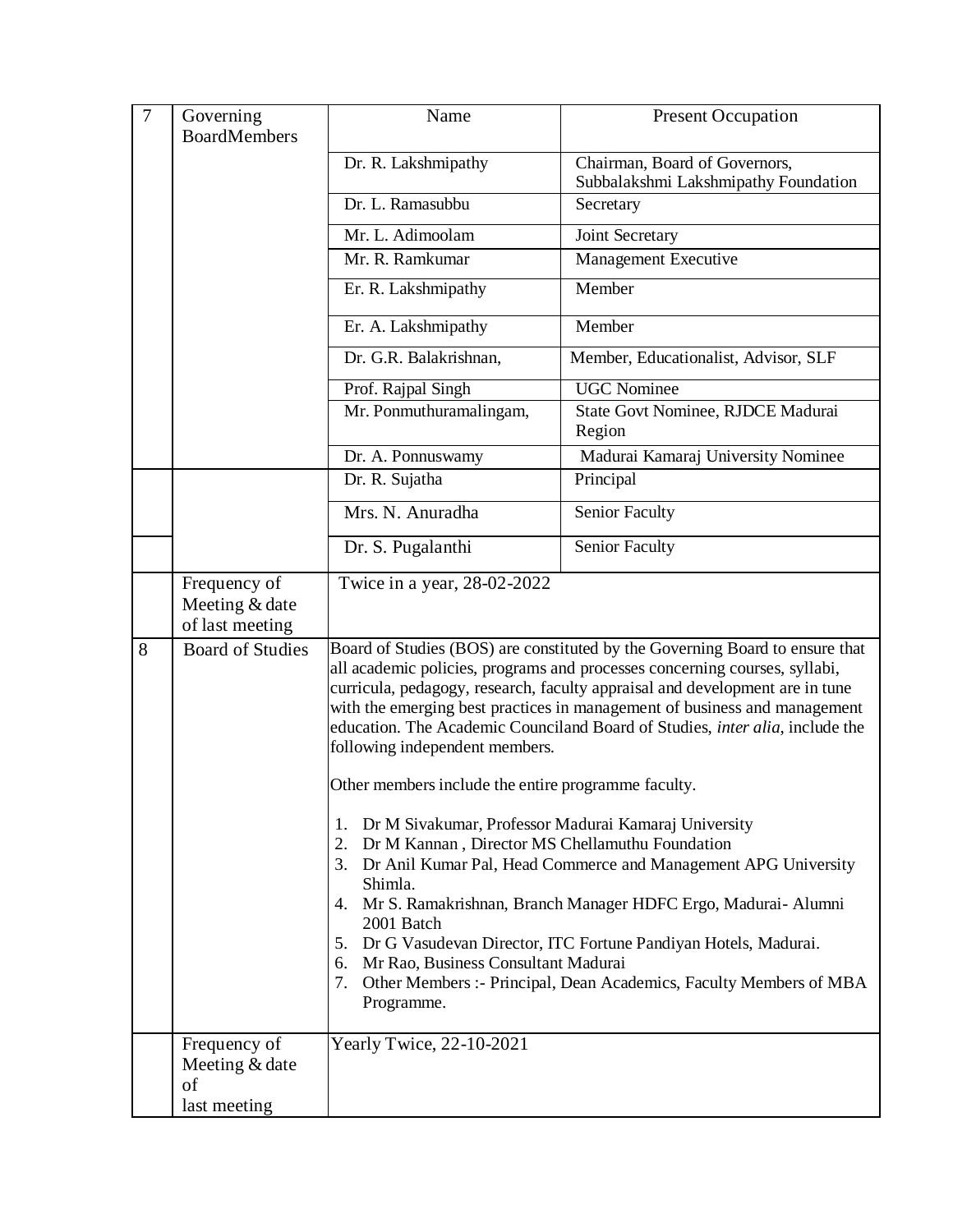| 7 | Governing BoardMembers | Name | Present Occupation |
|---|---|---|---|
| | | Dr. R. Lakshmipathy | Chairman, Board of Governors, Subbalakshmi Lakshmipathy Foundation |
| | | Dr. L. Ramasubbu | Secretary |
| | | Mr. L. Adimoolam | Joint Secretary |
| | | Mr. R. Ramkumar | Management Executive |
| | | Er. R. Lakshmipathy | Member |
| | | Er. A. Lakshmipathy | Member |
| | | Dr. G.R. Balakrishnan, | Member, Educationalist, Advisor, SLF |
| | | Prof. Rajpal Singh | UGC Nominee |
| | | Mr. Ponmuthuramalingam, | State Govt Nominee, RJDCE Madurai Region |
| | | Dr. A. Ponnuswamy | Madurai Kamaraj University Nominee |
| | | Dr. R. Sujatha | Principal |
| | | Mrs. N. Anuradha | Senior Faculty |
| | | Dr. S. Pugalanthi | Senior Faculty |
| | Frequency of Meeting & date of last meeting | Twice in a year, 28-02-2022 | |
| 8 | Board of Studies | Board of Studies (BOS) are constituted by the Governing Board to ensure that all academic policies, programs and processes concerning courses, syllabi, curricula, pedagogy, research, faculty appraisal and development are in tune with the emerging best practices in management of business and management education. The Academic Counciland Board of Studies, *inter alia*, include the following independent members.<br><br>Other members include the entire programme faculty.<br><br>1. Dr M Sivakumar, Professor Madurai Kamaraj University<br>2. Dr M Kannan , Director MS Chellamuthu Foundation<br>3. Dr Anil Kumar Pal, Head Commerce and Management APG University Shimla.<br>4. Mr S. Ramakrishnan, Branch Manager HDFC Ergo, Madurai- Alumni 2001 Batch<br>5. Dr G Vasudevan Director, ITC Fortune Pandiyan Hotels, Madurai.<br>6. Mr Rao, Business Consultant Madurai<br>7. Other Members :- Principal, Dean Academics, Faculty Members of MBA Programme. | |
| | Frequency of Meeting & date of last meeting | Yearly Twice, 22-10-2021 | |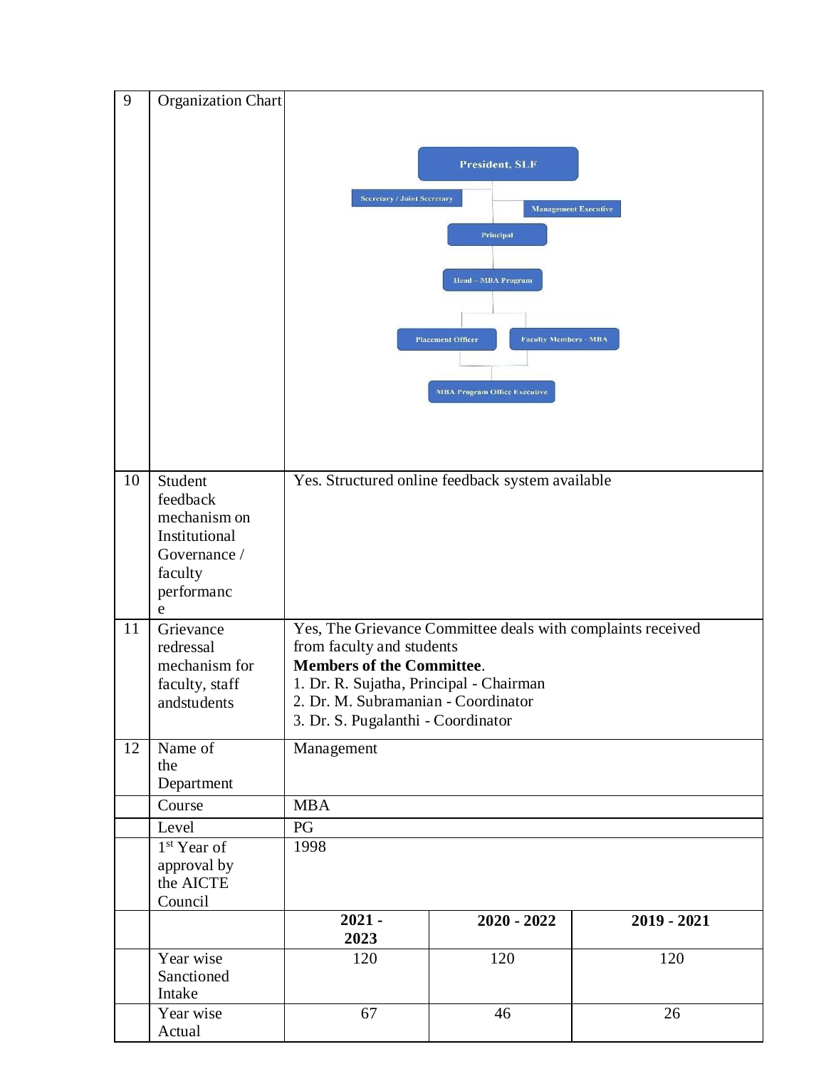| 9 | Organization Chart | President, SLF<br>Secretary / Joint Secretary<br>Management Executive<br>Principal<br>Head – MBA Program<br>Placement Officer<br>Faculty Members - MBA<br>MBA Program Office Executive | | |
|---|---|---|---|---|
| 10 | Student feedback mechanism on Institutional Governance / faculty performance | Yes. Structured online feedback system available | | |
| 11 | Grievance redressal mechanism for faculty, staff andstudents | Yes, The Grievance Committee deals with complaints received from faculty and students<br>**Members of the Committee**.<br>1. Dr. R. Sujatha, Principal - Chairman<br>2. Dr. M. Subramanian - Coordinator<br>3. Dr. S. Pugalanthi - Coordinator | | |
| 12 | Name of the Department | Management | | |
| | Course | MBA | | |
| | Level | PG | | |
| | 1st Year of approval by the AICTE Council | 1998 | | |
| | | **2021 - 2023** | **2020 - 2022** | **2019 - 2021** |
| | Year wise Sanctioned Intake | 120 | 120 | 120 |
| | Year wise Actual | 67 | 46 | 26 |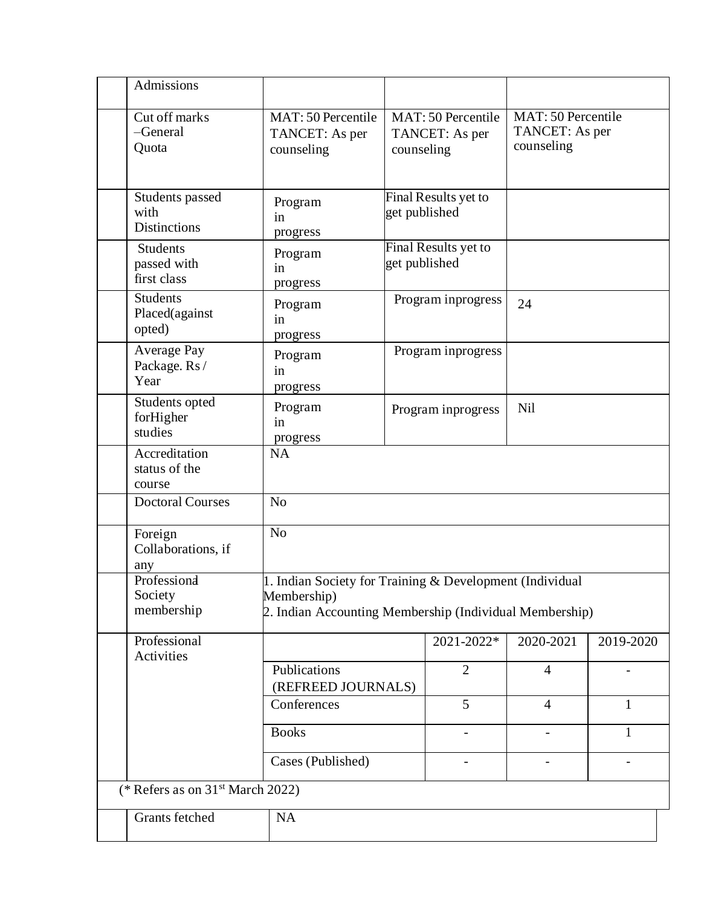| | Admissions | | | | |
|---|---|---|---|---|---|
| | Cut off marks –General Quota | MAT: 50 Percentile TANCET: As per counseling | MAT: 50 Percentile TANCET: As per counseling | MAT: 50 Percentile TANCET: As per counseling | |
| | Students passed with Distinctions | Program in progress | Final Results yet to get published | | |
| | Students passed with first class | Program in progress | Final Results yet to get published | | |
| | Students Placed(against opted) | Program in progress | Program inprogress | 24 | |
| | Average Pay Package. Rs / Year | Program in progress | Program inprogress | | |
| | Students opted forHigher studies | Program in progress | Program inprogress | Nil | |
| | Accreditation status of the course | NA | | | |
| | Doctoral Courses | No | | | |
| | Foreign Collaborations, if any | No | | | |
| | Professional Society membership | 1. Indian Society for Training & Development (Individual Membership)<br>2. Indian Accounting Membership (Individual Membership) | | | |
| | Professional Activities | | 2021-2022* | 2020-2021 | 2019-2020 |
| | | Publications (REFREED JOURNALS) | 2 | 4 | - |
| | | Conferences | 5 | 4 | 1 |
| | | Books | - | - | 1 |
| | | Cases (Published) | - | - | - |

(* Refers as on 31st March 2022)

| | Grants fetched | NA |
|---|---|---|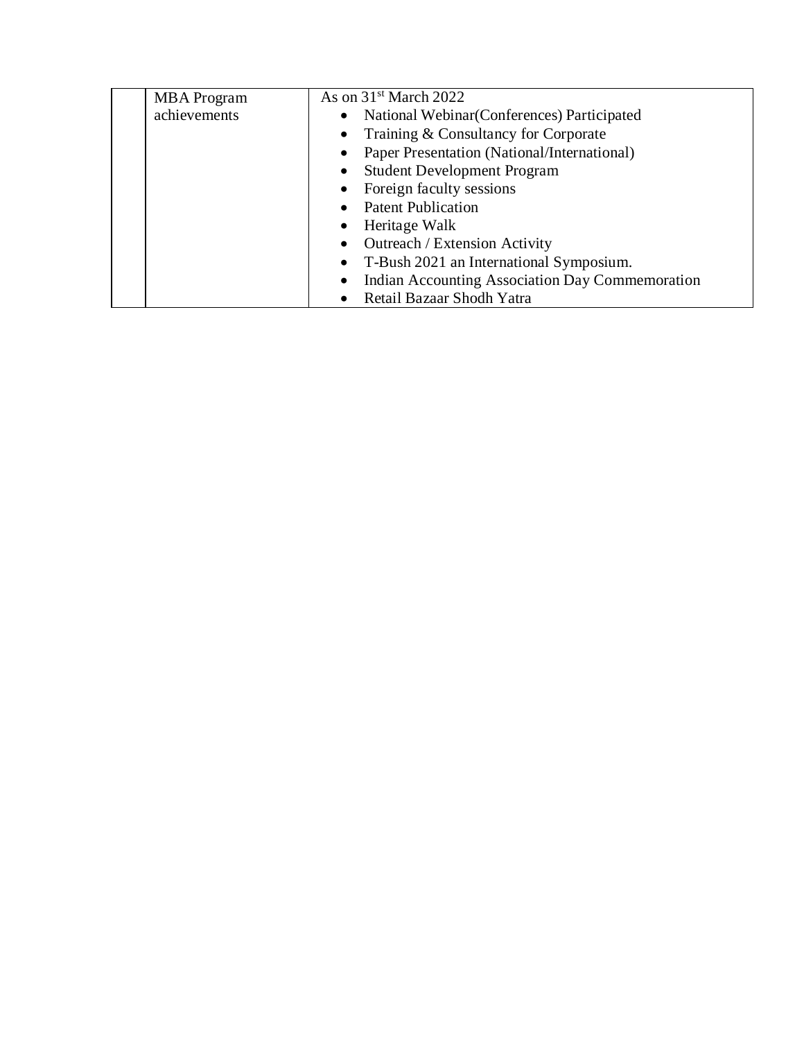| | | |
|---|---|---|
| | MBA Program achievements | As on 31st March 2022<br>• National Webinar(Conferences) Participated<br>• Training & Consultancy for Corporate<br>• Paper Presentation (National/International)<br>• Student Development Program<br>• Foreign faculty sessions<br>• Patent Publication<br>• Heritage Walk<br>• Outreach / Extension Activity<br>• T-Bush 2021 an International Symposium.<br>• Indian Accounting Association Day Commemoration<br>• Retail Bazaar Shodh Yatra |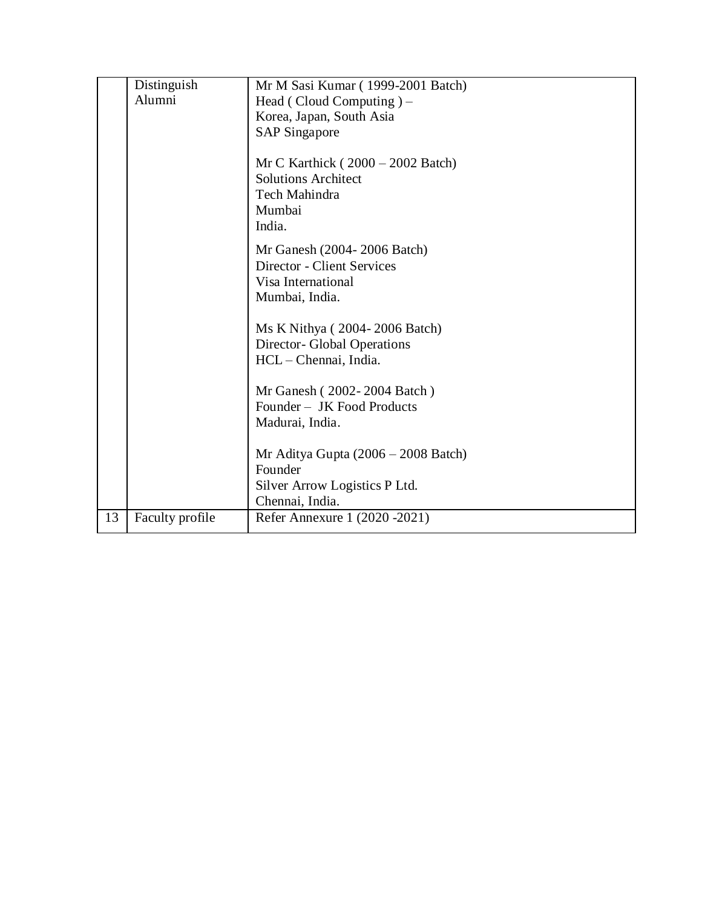| | | |
|---|---|---|
| | Distinguish Alumni | Mr M Sasi Kumar ( 1999-2001 Batch)<br>Head ( Cloud Computing ) –<br>Korea, Japan, South Asia<br>SAP Singapore<br><br>Mr C Karthick ( 2000 – 2002 Batch)<br>Solutions Architect<br>Tech Mahindra<br>Mumbai<br>India.<br><br>Mr Ganesh (2004- 2006 Batch)<br>Director - Client Services<br>Visa International<br>Mumbai, India.<br><br>Ms K Nithya ( 2004- 2006 Batch)<br>Director- Global Operations<br>HCL – Chennai, India.<br><br>Mr Ganesh ( 2002- 2004 Batch )<br>Founder – JK Food Products<br>Madurai, India.<br><br>Mr Aditya Gupta (2006 – 2008 Batch)<br>Founder<br>Silver Arrow Logistics P Ltd.<br>Chennai, India. |
| 13 | Faculty profile | Refer Annexure 1 (2020 -2021) |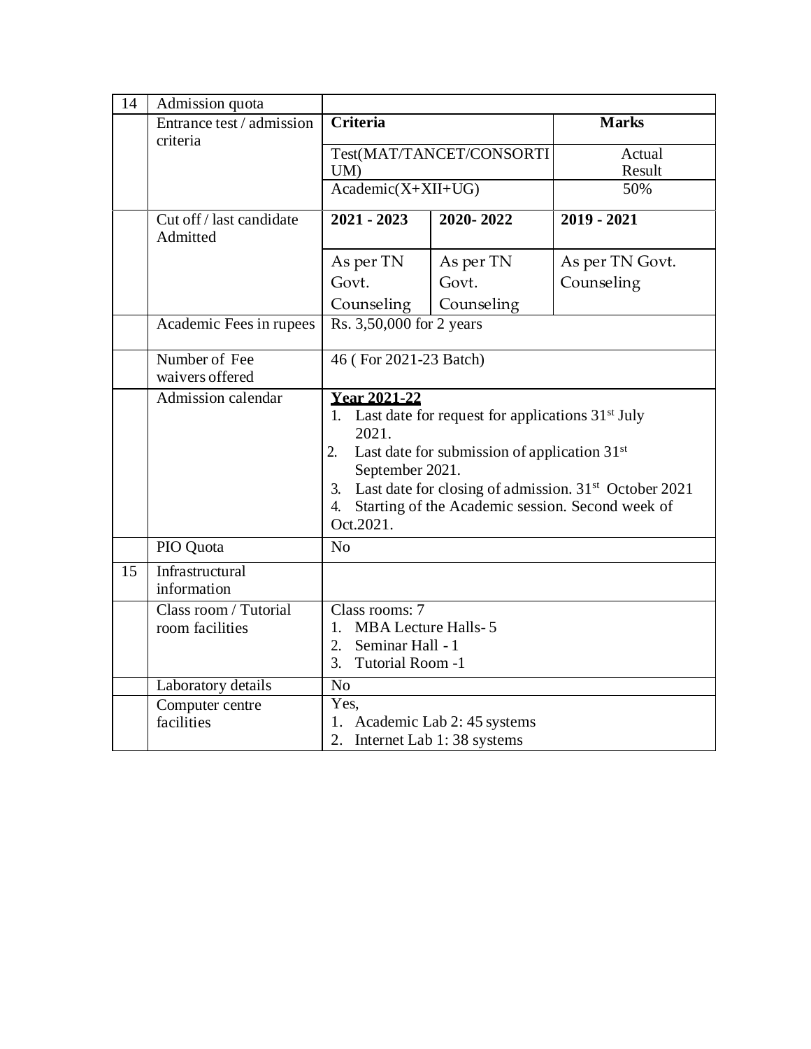| 14 | Admission quota | | | |
|---|---|---|---|---|
| | Entrance test / admission criteria | **Criteria** | | **Marks** |
| | | Test(MAT/TANCET/CONSORTIUM) | | Actual Result |
| | | Academic(X+XII+UG) | | 50% |
| | Cut off / last candidate Admitted | **2021 - 2023** | **2020- 2022** | **2019 - 2021** |
| | | As per TN Govt. Counseling | As per TN Govt. Counseling | As per TN Govt. Counseling |
| | Academic Fees in rupees | Rs. 3,50,000 for 2 years | | |
| | Number of Fee waivers offered | 46 ( For 2021-23 Batch) | | |
| | Admission calendar | **Year 2021-22**<br>1. Last date for request for applications 31st July 2021.<br>2. Last date for submission of application 31st September 2021.<br>3. Last date for closing of admission. 31st October 2021<br>4. Starting of the Academic session. Second week of Oct.2021. | | |
| | PIO Quota | No | | |
| 15 | Infrastructural information | | | |
| | Class room / Tutorial room facilities | Class rooms: 7<br>1. MBA Lecture Halls- 5<br>2. Seminar Hall - 1<br>3. Tutorial Room -1 | | |
| | Laboratory details | No | | |
| | Computer centre facilities | Yes,<br>1. Academic Lab 2: 45 systems<br>2. Internet Lab 1: 38 systems | | |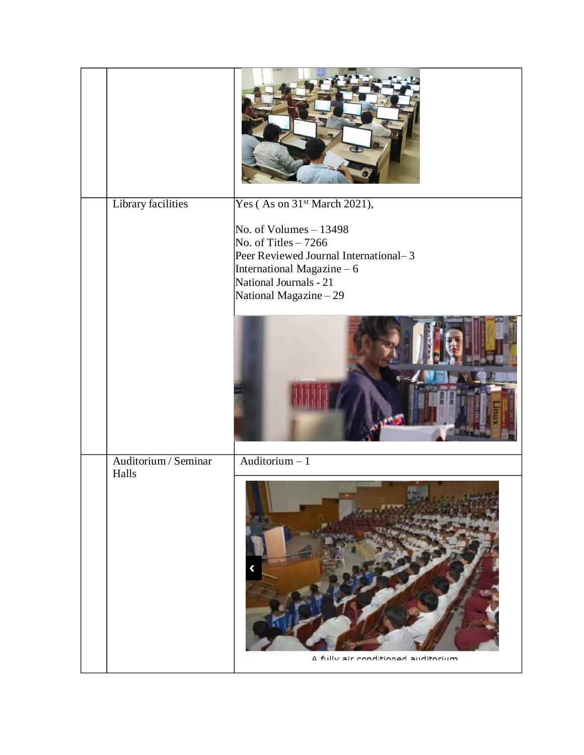| | | |
|---|---|---|
| | | |
| | Library facilities | Yes ( As on 31st March 2021),<br><br>No. of Volumes – 13498<br>No. of Titles – 7266<br>Peer Reviewed Journal International– 3<br>International Magazine – 6<br>National Journals - 21<br>National Magazine – 29 |
| | Auditorium / Seminar Halls | Auditorium – 1<br><br>A fully air conditioned auditorium |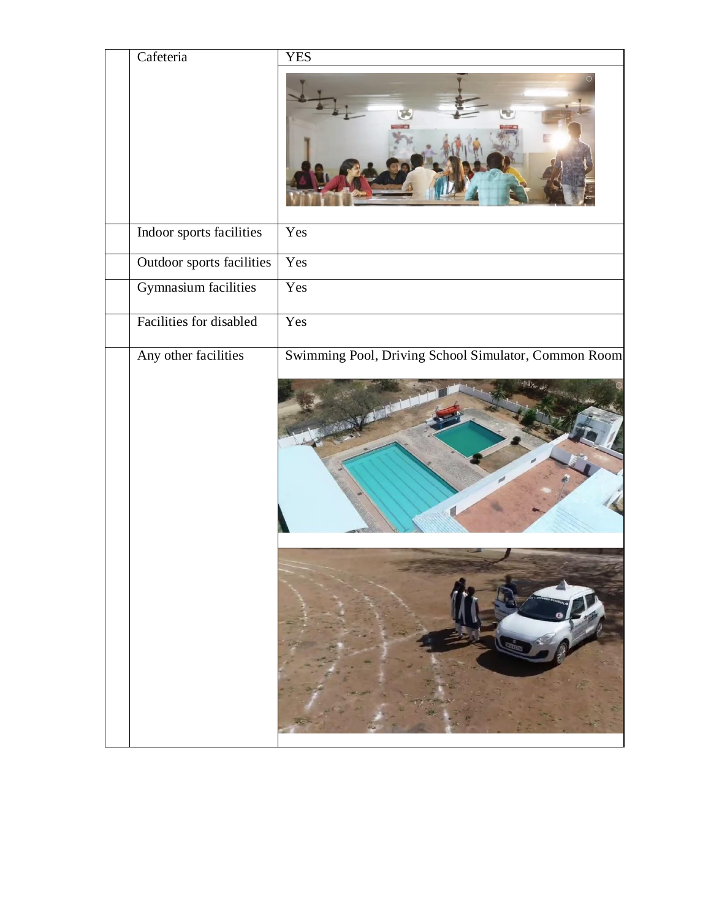| | | |
|---|---|---|
| | Cafeteria | YES |
| | Indoor sports facilities | Yes |
| | Outdoor sports facilities | Yes |
| | Gymnasium facilities | Yes |
| | Facilities for disabled | Yes |
| | Any other facilities | Swimming Pool, Driving School Simulator, Common Room |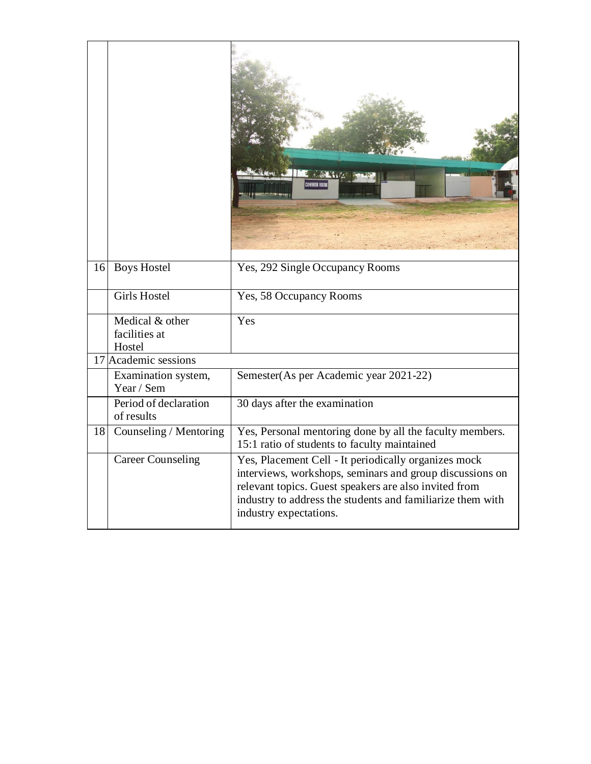| | | |
|---|---|---|
| 16 | Boys Hostel | Yes, 292 Single Occupancy Rooms |
| | Girls Hostel | Yes, 58 Occupancy Rooms |
| | Medical & other facilities at Hostel | Yes |
| 17 | Academic sessions | |
| | Examination system, Year / Sem | Semester(As per Academic year 2021-22) |
| | Period of declaration of results | 30 days after the examination |
| 18 | Counseling / Mentoring | Yes, Personal mentoring done by all the faculty members. 15:1 ratio of students to faculty maintained |
| | Career Counseling | Yes, Placement Cell - It periodically organizes mock interviews, workshops, seminars and group discussions on relevant topics. Guest speakers are also invited from industry to address the students and familiarize them with industry expectations. |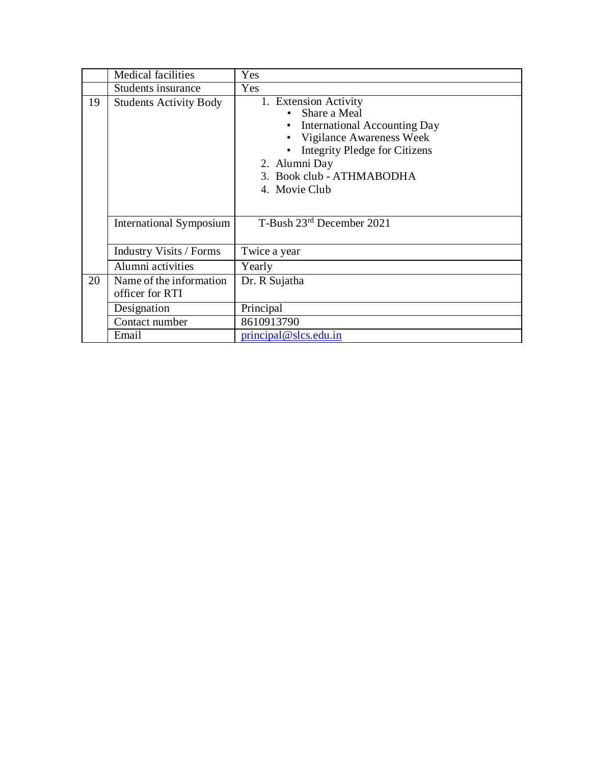| | | |
|---|---|---|
| | Medical facilities | Yes |
| | Students insurance | Yes |
| 19 | Students Activity Body | 1. Extension Activity<br>• Share a Meal<br>• International Accounting Day<br>• Vigilance Awareness Week<br>• Integrity Pledge for Citizens<br>2. Alumni Day<br>3. Book club - ATHMABODHA<br>4. Movie Club |
| | International Symposium | T-Bush 23rd December 2021 |
| | Industry Visits / Forms | Twice a year |
| | Alumni activities | Yearly |
| 20 | Name of the information officer for RTI | Dr. R Sujatha |
| | Designation | Principal |
| | Contact number | 8610913790 |
| | Email | principal@slcs.edu.in |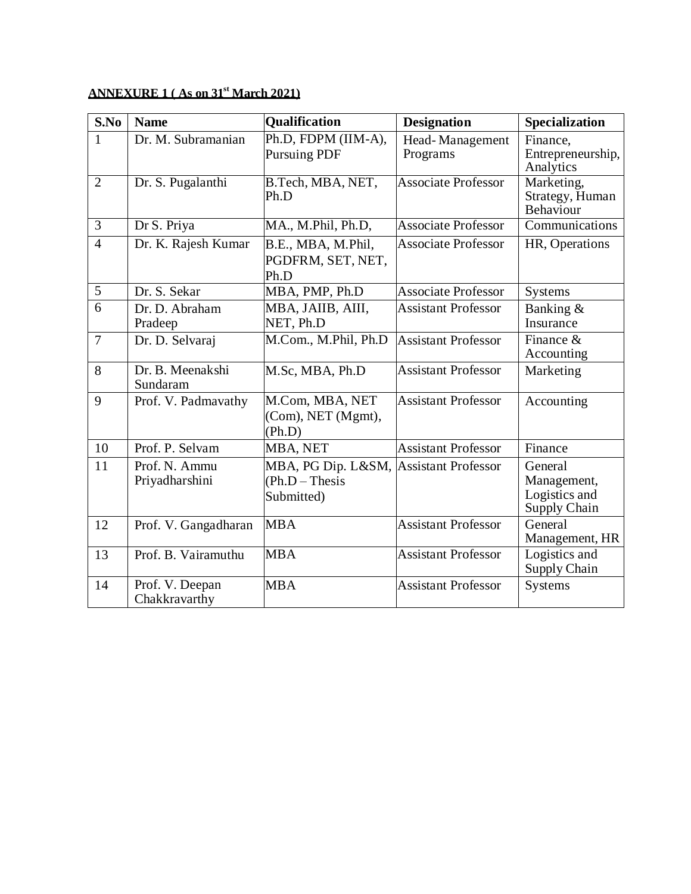**<u>ANNEXURE 1 ( As on 31st March 2021)</u>**

| S.No | Name | Qualification | Designation | Specialization |
|---|---|---|---|---|
| 1 | Dr. M. Subramanian | Ph.D, FDPM (IIM-A), Pursuing PDF | Head- Management Programs | Finance, Entrepreneurship, Analytics |
| 2 | Dr. S. Pugalanthi | B.Tech, MBA, NET, Ph.D | Associate Professor | Marketing, Strategy, Human Behaviour |
| 3 | Dr S. Priya | MA., M.Phil, Ph.D, | Associate Professor | Communications |
| 4 | Dr. K. Rajesh Kumar | B.E., MBA, M.Phil, PGDFRM, SET, NET, Ph.D | Associate Professor | HR, Operations |
| 5 | Dr. S. Sekar | MBA, PMP, Ph.D | Associate Professor | Systems |
| 6 | Dr. D. Abraham Pradeep | MBA, JAIIB, AIII, NET, Ph.D | Assistant Professor | Banking & Insurance |
| 7 | Dr. D. Selvaraj | M.Com., M.Phil, Ph.D | Assistant Professor | Finance & Accounting |
| 8 | Dr. B. Meenakshi Sundaram | M.Sc, MBA, Ph.D | Assistant Professor | Marketing |
| 9 | Prof. V. Padmavathy | M.Com, MBA, NET (Com), NET (Mgmt), (Ph.D) | Assistant Professor | Accounting |
| 10 | Prof. P. Selvam | MBA, NET | Assistant Professor | Finance |
| 11 | Prof. N. Ammu Priyadharshini | MBA, PG Dip. L&SM, (Ph.D – Thesis Submitted) | Assistant Professor | General Management, Logistics and Supply Chain |
| 12 | Prof. V. Gangadharan | MBA | Assistant Professor | General Management, HR |
| 13 | Prof. B. Vairamuthu | MBA | Assistant Professor | Logistics and Supply Chain |
| 14 | Prof. V. Deepan Chakkravarthy | MBA | Assistant Professor | Systems |